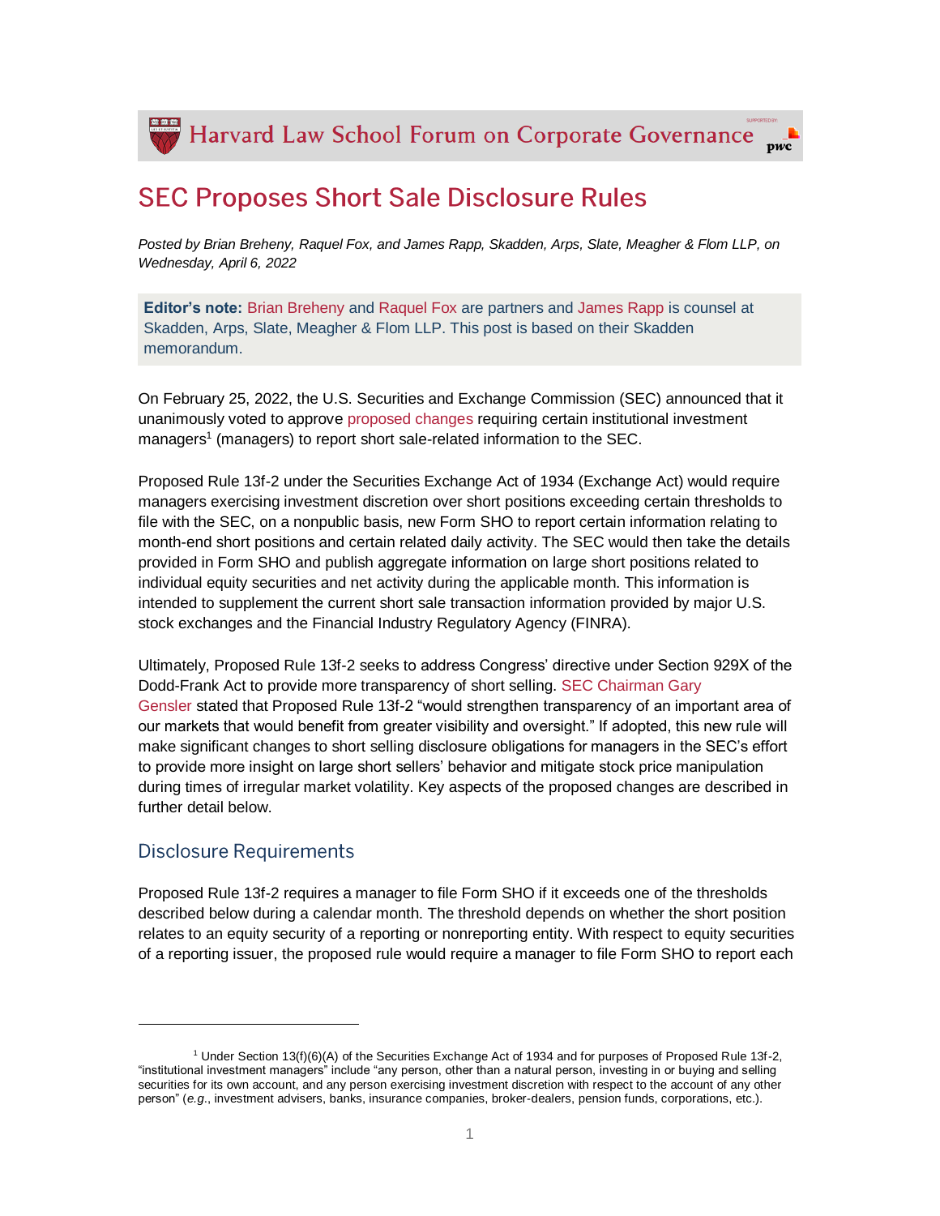# SEC Proposes Short Sale Disclosure Rules

*Posted by Brian Breheny, Raquel Fox, and James Rapp, Skadden, Arps, Slate, Meagher & Flom LLP, on Wednesday, April 6, 2022*

**Editor's note:** Brian Breheny and Raquel Fox are partners and James Rapp is counsel at Skadden, Arps, Slate, Meagher & Flom LLP. This post is based on their Skadden memorandum.

On February 25, 2022, the U.S. Securities and Exchange Commission (SEC) announced that it unanimously voted to approve proposed changes requiring certain institutional investment managers[1] (managers) to report short sale-related information to the SEC.

Proposed Rule 13f-2 under the Securities Exchange Act of 1934 (Exchange Act) would require managers exercising investment discretion over short positions exceeding certain thresholds to file with the SEC, on a nonpublic basis, new Form SHO to report certain information relating to month-end short positions and certain related daily activity. The SEC would then take the details provided in Form SHO and publish aggregate information on large short positions related to individual equity securities and net activity during the applicable month. This information is intended to supplement the current short sale transaction information provided by major U.S. stock exchanges and the Financial Industry Regulatory Agency (FINRA).

Ultimately, Proposed Rule 13f-2 seeks to address Congress' directive under Section 929X of the Dodd-Frank Act to provide more transparency of short selling. SEC Chairman Gary Gensler stated that Proposed Rule 13f-2 "would strengthen transparency of an important area of our markets that would benefit from greater visibility and oversight." If adopted, this new rule will make significant changes to short selling disclosure obligations for managers in the SEC's effort to provide more insight on large short sellers' behavior and mitigate stock price manipulation during times of irregular market volatility. Key aspects of the proposed changes are described in further detail below.

## Disclosure Requirements

Proposed Rule 13f-2 requires a manager to file Form SHO if it exceeds one of the thresholds described below during a calendar month. The threshold depends on whether the short position relates to an equity security of a reporting or nonreporting entity. With respect to equity securities of a reporting issuer, the proposed rule would require a manager to file Form SHO to report each

---

[1] Under Section 13(f)(6)(A) of the Securities Exchange Act of 1934 and for purposes of Proposed Rule 13f-2, "institutional investment managers" include "any person, other than a natural person, investing in or buying and selling securities for its own account, and any person exercising investment discretion with respect to the account of any other person" (*e.g.*, investment advisers, banks, insurance companies, broker-dealers, pension funds, corporations, etc.).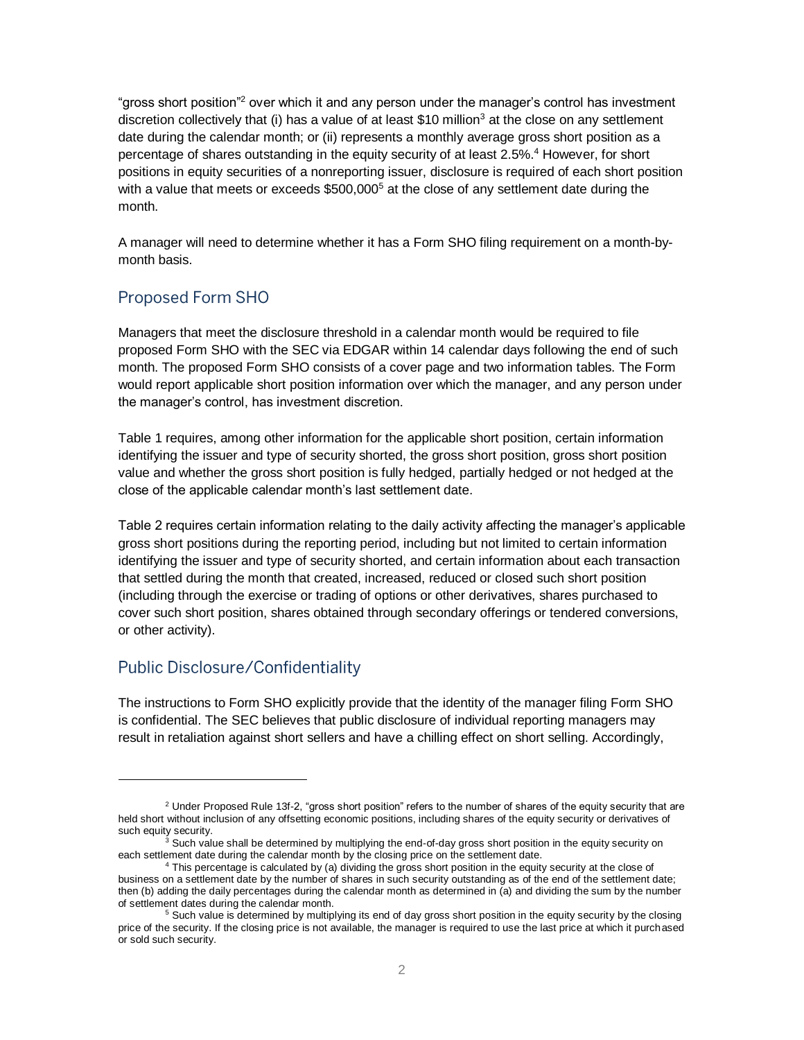"gross short position"[2] over which it and any person under the manager's control has investment discretion collectively that (i) has a value of at least $10 million[3] at the close on any settlement date during the calendar month; or (ii) represents a monthly average gross short position as a percentage of shares outstanding in the equity security of at least 2.5%.[4] However, for short positions in equity securities of a nonreporting issuer, disclosure is required of each short position with a value that meets or exceeds $500,000[5] at the close of any settlement date during the month.

A manager will need to determine whether it has a Form SHO filing requirement on a month-by-month basis.

## Proposed Form SHO

Managers that meet the disclosure threshold in a calendar month would be required to file proposed Form SHO with the SEC via EDGAR within 14 calendar days following the end of such month. The proposed Form SHO consists of a cover page and two information tables. The Form would report applicable short position information over which the manager, and any person under the manager's control, has investment discretion.

Table 1 requires, among other information for the applicable short position, certain information identifying the issuer and type of security shorted, the gross short position, gross short position value and whether the gross short position is fully hedged, partially hedged or not hedged at the close of the applicable calendar month's last settlement date.

Table 2 requires certain information relating to the daily activity affecting the manager's applicable gross short positions during the reporting period, including but not limited to certain information identifying the issuer and type of security shorted, and certain information about each transaction that settled during the month that created, increased, reduced or closed such short position (including through the exercise or trading of options or other derivatives, shares purchased to cover such short position, shares obtained through secondary offerings or tendered conversions, or other activity).

## Public Disclosure/Confidentiality

The instructions to Form SHO explicitly provide that the identity of the manager filing Form SHO is confidential. The SEC believes that public disclosure of individual reporting managers may result in retaliation against short sellers and have a chilling effect on short selling. Accordingly,

---

[2] Under Proposed Rule 13f-2, "gross short position" refers to the number of shares of the equity security that are held short without inclusion of any offsetting economic positions, including shares of the equity security or derivatives of such equity security.

[3] Such value shall be determined by multiplying the end-of-day gross short position in the equity security on each settlement date during the calendar month by the closing price on the settlement date.

[4] This percentage is calculated by (a) dividing the gross short position in the equity security at the close of business on a settlement date by the number of shares in such security outstanding as of the end of the settlement date; then (b) adding the daily percentages during the calendar month as determined in (a) and dividing the sum by the number of settlement dates during the calendar month.

[5] Such value is determined by multiplying its end of day gross short position in the equity security by the closing price of the security. If the closing price is not available, the manager is required to use the last price at which it purchased or sold such security.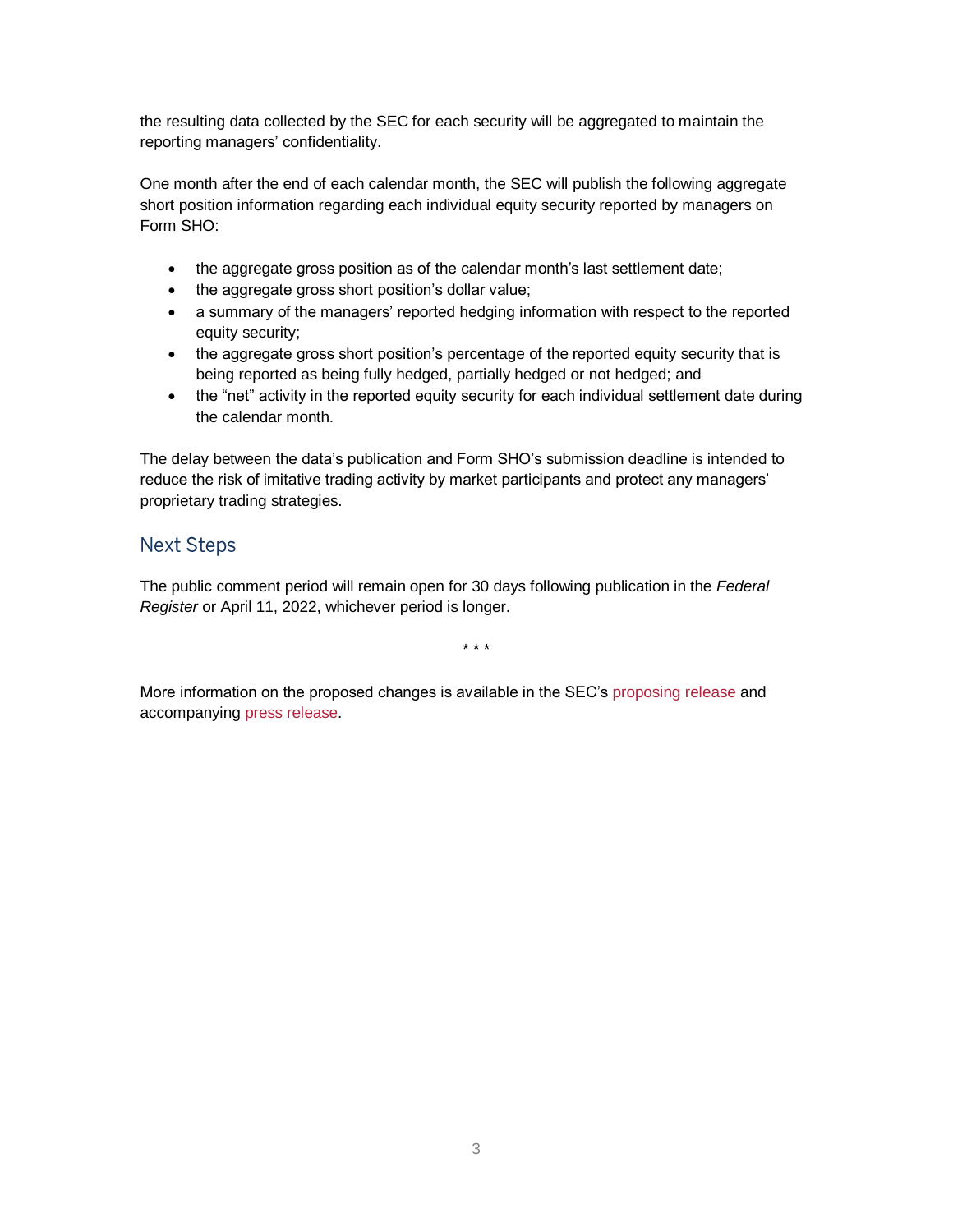the resulting data collected by the SEC for each security will be aggregated to maintain the reporting managers' confidentiality.

One month after the end of each calendar month, the SEC will publish the following aggregate short position information regarding each individual equity security reported by managers on Form SHO:

- the aggregate gross position as of the calendar month's last settlement date;
- the aggregate gross short position's dollar value;
- a summary of the managers' reported hedging information with respect to the reported equity security;
- the aggregate gross short position's percentage of the reported equity security that is being reported as being fully hedged, partially hedged or not hedged; and
- the "net" activity in the reported equity security for each individual settlement date during the calendar month.

The delay between the data's publication and Form SHO's submission deadline is intended to reduce the risk of imitative trading activity by market participants and protect any managers' proprietary trading strategies.

## Next Steps

The public comment period will remain open for 30 days following publication in the *Federal Register* or April 11, 2022, whichever period is longer.

\* \* \*

More information on the proposed changes is available in the SEC's proposing release and accompanying press release.